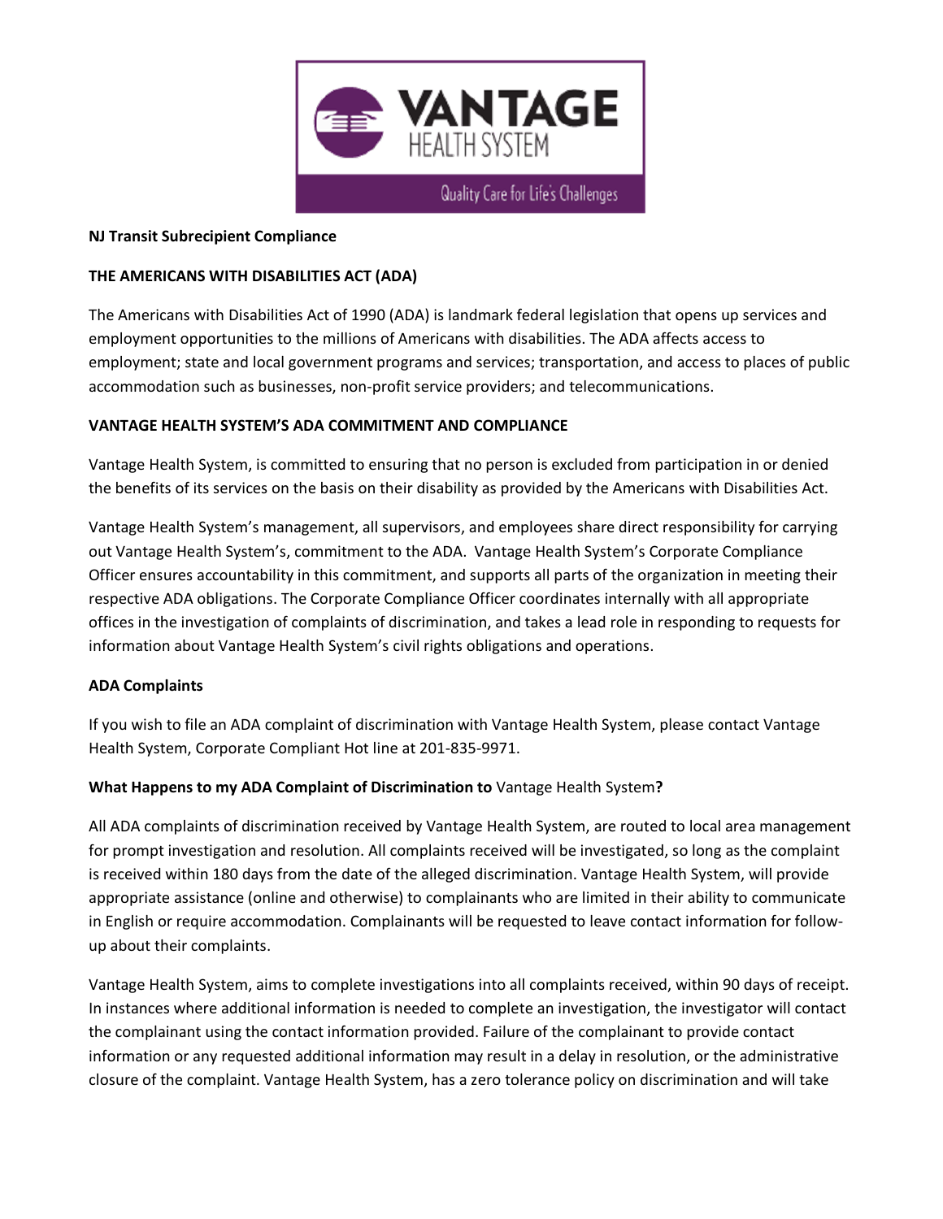**NJ Transit Subrecipient Compliance**

**THE AMERICANS WITH DISABILITIES ACT (ADA)**

The Americans with Disabilities Act of 1990 (ADA) is landmark federal legislation that opens up services and employment opportunities to the millions of Americans with disabilities. The ADA affects access to employment; state and local government programs and services; transportation, and access to places of public accommodation such as businesses, non-profit service providers; and telecommunications.

**VANTAGE HEALTH SYSTEM'S ADA COMMITMENT AND COMPLIANCE**

Vantage Health System, is committed to ensuring that no person is excluded from participation in or denied the benefits of its services on the basis on their disability as provided by the Americans with Disabilities Act.

Vantage Health System's management, all supervisors, and employees share direct responsibility for carrying out Vantage Health System's, commitment to the ADA. Vantage Health System's Corporate Compliance Officer ensures accountability in this commitment, and supports all parts of the organization in meeting their respective ADA obligations. The Corporate Compliance Officer coordinates internally with all appropriate offices in the investigation of complaints of discrimination, and takes a lead role in responding to requests for information about Vantage Health System's civil rights obligations and operations.

**ADA Complaints**

If you wish to file an ADA complaint of discrimination with Vantage Health System, please contact Vantage Health System, Corporate Compliant Hot line at 201-835-9971.

**What Happens to my ADA Complaint of Discrimination to** Vantage Health System**?**

All ADA complaints of discrimination received by Vantage Health System, are routed to local area management for prompt investigation and resolution. All complaints received will be investigated, so long as the complaint is received within 180 days from the date of the alleged discrimination. Vantage Health System, will provide appropriate assistance (online and otherwise) to complainants who are limited in their ability to communicate in English or require accommodation. Complainants will be requested to leave contact information for follow-up about their complaints.

Vantage Health System, aims to complete investigations into all complaints received, within 90 days of receipt. In instances where additional information is needed to complete an investigation, the investigator will contact the complainant using the contact information provided. Failure of the complainant to provide contact information or any requested additional information may result in a delay in resolution, or the administrative closure of the complaint. Vantage Health System, has a zero tolerance policy on discrimination and will take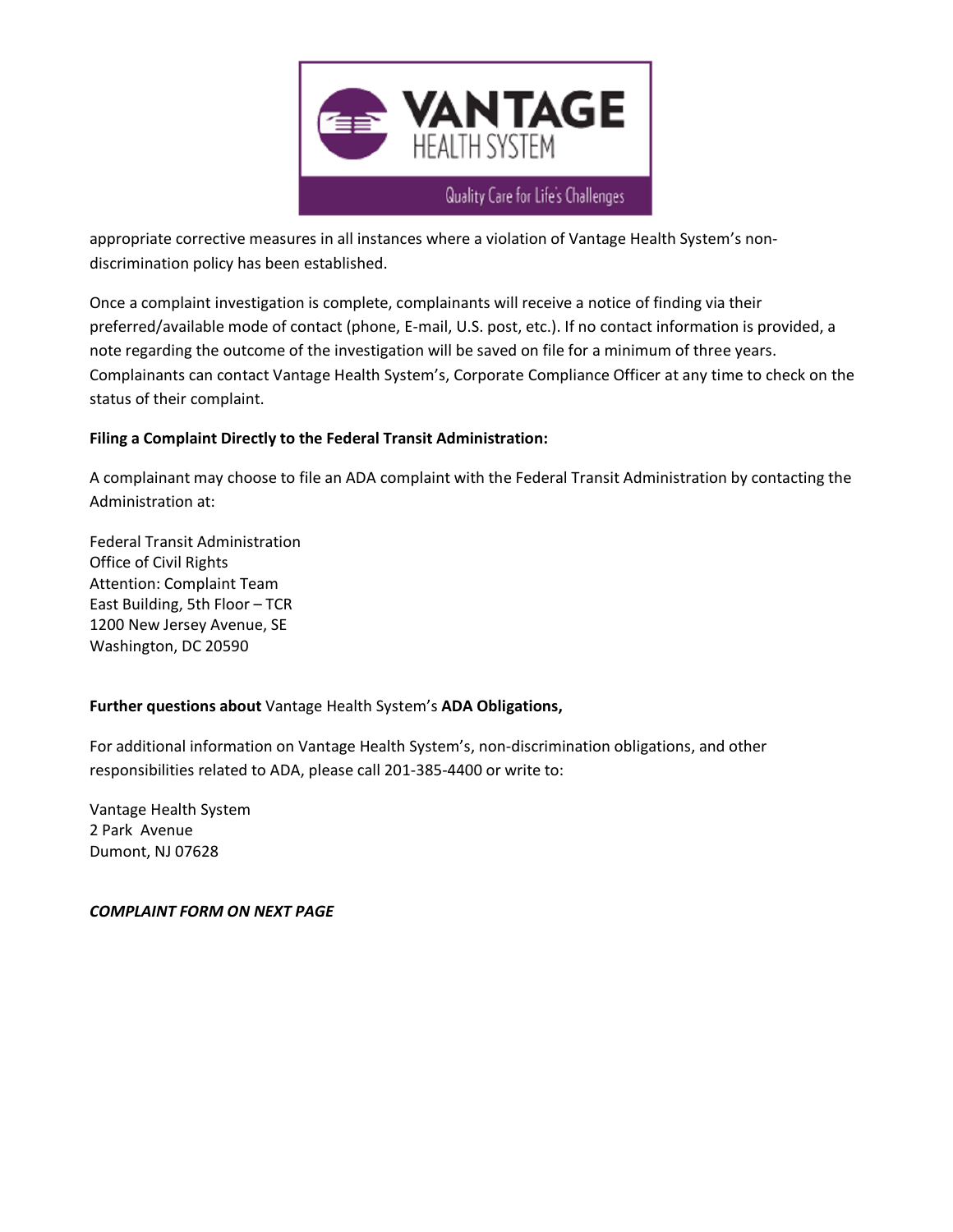appropriate corrective measures in all instances where a violation of Vantage Health System's non-discrimination policy has been established.

Once a complaint investigation is complete, complainants will receive a notice of finding via their preferred/available mode of contact (phone, E-mail, U.S. post, etc.). If no contact information is provided, a note regarding the outcome of the investigation will be saved on file for a minimum of three years. Complainants can contact Vantage Health System's, Corporate Compliance Officer at any time to check on the status of their complaint.

**Filing a Complaint Directly to the Federal Transit Administration:**

A complainant may choose to file an ADA complaint with the Federal Transit Administration by contacting the Administration at:

Federal Transit Administration
Office of Civil Rights
Attention: Complaint Team
East Building, 5th Floor – TCR
1200 New Jersey Avenue, SE
Washington, DC 20590

**Further questions about** Vantage Health System's **ADA Obligations,**

For additional information on Vantage Health System's, non-discrimination obligations, and other responsibilities related to ADA, please call 201-385-4400 or write to:

Vantage Health System
2 Park Avenue
Dumont, NJ 07628

***COMPLAINT FORM ON NEXT PAGE***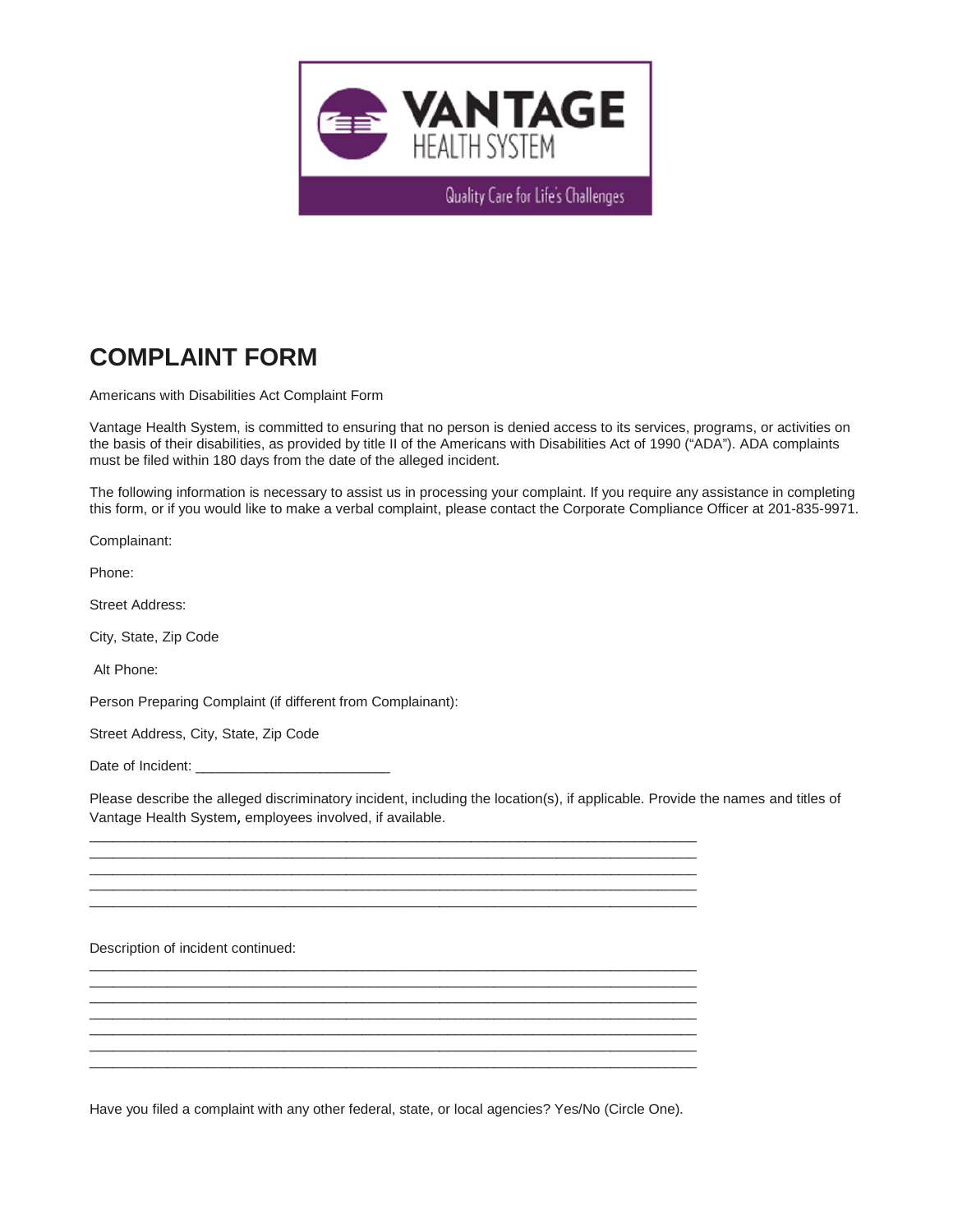# COMPLAINT FORM

Americans with Disabilities Act Complaint Form

Vantage Health System, is committed to ensuring that no person is denied access to its services, programs, or activities on the basis of their disabilities, as provided by title II of the Americans with Disabilities Act of 1990 ("ADA"). ADA complaints must be filed within 180 days from the date of the alleged incident.

The following information is necessary to assist us in processing your complaint. If you require any assistance in completing this form, or if you would like to make a verbal complaint, please contact the Corporate Compliance Officer at 201-835-9971.

Complainant:

Phone:

Street Address:

City, State, Zip Code

Alt Phone:

Person Preparing Complaint (if different from Complainant):

Street Address, City, State, Zip Code

Date of Incident: ________________________

Please describe the alleged discriminatory incident, including the location(s), if applicable. Provide the names and titles of Vantage Health System, employees involved, if available.

_______________________________________________________________________________
_______________________________________________________________________________
_______________________________________________________________________________
_______________________________________________________________________________
_______________________________________________________________________________

Description of incident continued:

_______________________________________________________________________________
_______________________________________________________________________________
_______________________________________________________________________________
_______________________________________________________________________________
_______________________________________________________________________________
_______________________________________________________________________________
_______________________________________________________________________________

Have you filed a complaint with any other federal, state, or local agencies? Yes/No (Circle One).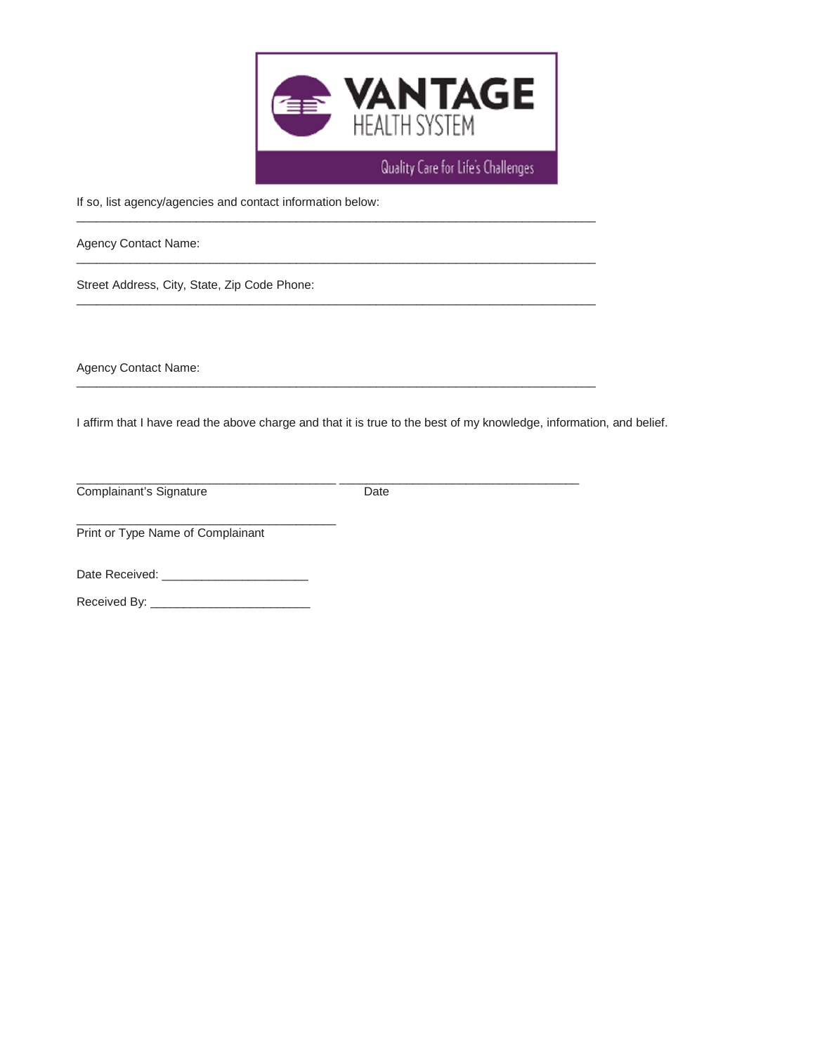If so, list agency/agencies and contact information below:

________________________________________________________________________________

Agency Contact Name:

________________________________________________________________________________

Street Address, City, State, Zip Code Phone:

________________________________________________________________________________

Agency Contact Name:

________________________________________________________________________________

I affirm that I have read the above charge and that it is true to the best of my knowledge, information, and belief.

________________________________________ _____________________________________

Complainant's Signature Date

________________________________________

Print or Type Name of Complainant

Date Received: ______________________

Received By: ________________________